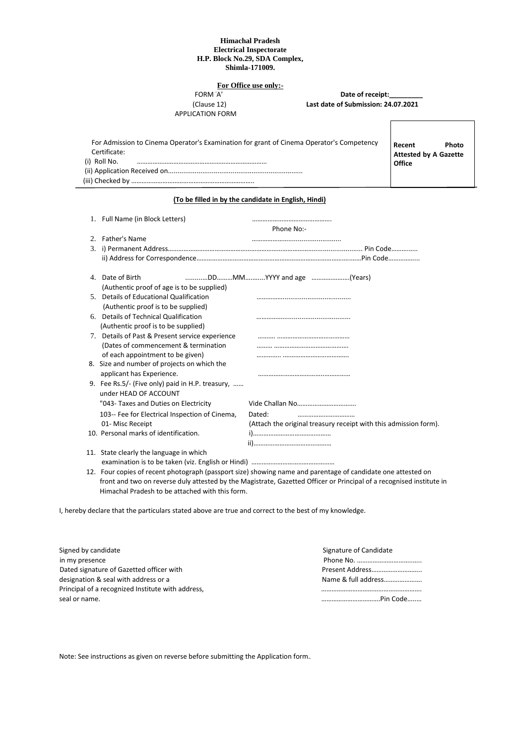**Himachal Pradesh**
**Electrical Inspectorate**
**H.P. Block No.29, SDA Complex,**
**Shimla-171009.**

**For Office use only:-**

FORM 'A'
(Clause 12)
APPLICATION FORM

**Date of receipt:_________**
**Last date of Submission: 24.07.2021**

For Admission to Cinema Operator's Examination for grant of Cinema Operator's Competency Certificate:
(i) Roll No. ..........................................................................
(ii) Application Received on.......................................................................
(iii) Checked by ......................................................................

**Recent Photo Attested by A Gazette Office**

**(To be filled in by the candidate in English, Hindi)**

1. Full Name (in Block Letters) ..............................................
   Phone No:-
2. Father's Name ..................................................
3. i) Permanent Address............................................................................................................. Pin Code...............
   ii) Address for Correspondence..............................................................................................Pin Code.................
4. Date of Birth ...........DD.........MM...........YYYY and age ......................(Years)
   (Authentic proof of age is to be supplied)
5. Details of Educational Qualification ..................................................
   (Authentic proof is to be supplied)
6. Details of Technical Qualification ..................................................
   (Authentic proof is to be supplied)
7. Details of Past & Present service experience .......... ..........................................
   (Dates of commencement & termination ......... ..........................................
   of each appointment to be given) ............. ......................................
8. Size and number of projects on which the applicant has Experience. ....................................................
9. Fee Rs.5/- (Five only) paid in H.P. treasury, ......
   under HEAD OF ACCOUNT
   "043- Taxes and Duties on Electricity Vide Challan No.................................
   103-- Fee for Electrical Inspection of Cinema, Dated: .................................
   01- Misc Receipt (Attach the original treasury receipt with this admission form).
10. Personal marks of identification. i).............................................
    ii)............................................
11. State clearly the language in which examination is to be taken (viz. English or Hindi) ................................................
12. Four copies of recent photograph (passport size) showing name and parentage of candidate one attested on front and two on reverse duly attested by the Magistrate, Gazetted Officer or Principal of a recognised institute in Himachal Pradesh to be attached with this form.

I, hereby declare that the particulars stated above are true and correct to the best of my knowledge.

Signed by candidate
in my presence
Dated signature of Gazetted officer with designation & seal with address or a Principal of a recognized Institute with address, seal or name.

Signature of Candidate
Phone No. .....................................
Present Address.............................
Name & full address......................
.........................................................
..................................Pin Code........

Note: See instructions as given on reverse before submitting the Application form.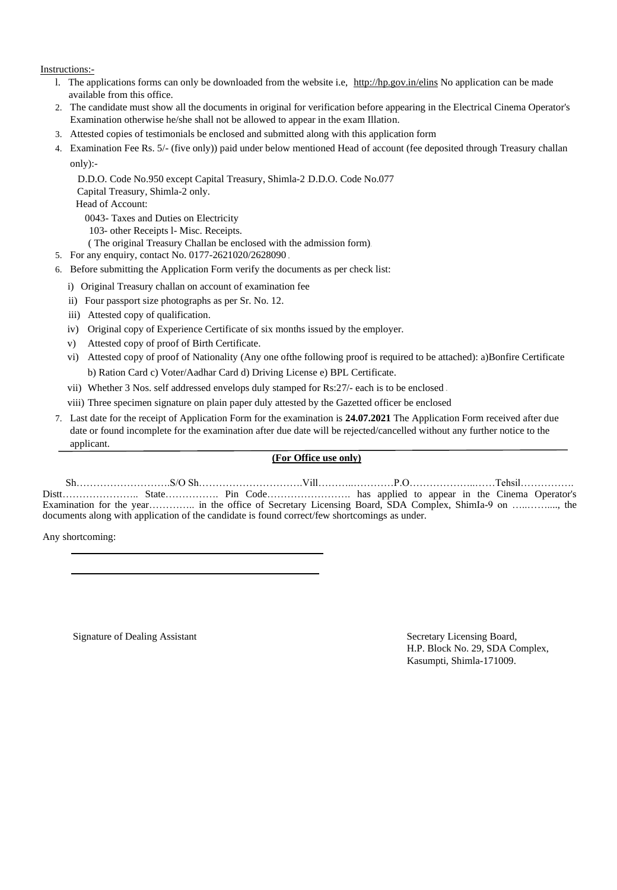Instructions:-

1. The applications forms can only be downloaded from the website i.e, http://hp.gov.in/elins No application can be made available from this office.
2. The candidate must show all the documents in original for verification before appearing in the Electrical Cinema Operator's Examination otherwise he/she shall not be allowed to appear in the exam Illation.
3. Attested copies of testimonials be enclosed and submitted along with this application form
4. Examination Fee Rs. 5/- (five only)) paid under below mentioned Head of account (fee deposited through Treasury challan only):-

   D.D.O. Code No.950 except Capital Treasury, Shimla-2 D.D.O. Code No.077
   Capital Treasury, Shimla-2 only.
   Head of Account:
   0043- Taxes and Duties on Electricity
   103- other Receipts l- Misc. Receipts.
   ( The original Treasury Challan be enclosed with the admission form)
5. For any enquiry, contact No. 0177-2621020/2628090 .
6. Before submitting the Application Form verify the documents as per check list:
   i) Original Treasury challan on account of examination fee
   ii) Four passport size photographs as per Sr. No. 12.
   iii) Attested copy of qualification.
   iv) Original copy of Experience Certificate of six months issued by the employer.
   v) Attested copy of proof of Birth Certificate.
   vi) Attested copy of proof of Nationality (Any one ofthe following proof is required to be attached): a)Bonfire Certificate b) Ration Card c) Voter/Aadhar Card d) Driving License e) BPL Certificate.
   vii) Whether 3 Nos. self addressed envelops duly stamped for Rs:27/- each is to be enclosed .
   viii) Three specimen signature on plain paper duly attested by the Gazetted officer be enclosed
7. Last date for the receipt of Application Form for the examination is **24.07.2021** The Application Form received after due date or found incomplete for the examination after due date will be rejected/cancelled without any further notice to the applicant.

**(For Office use only)**

Sh……………………….S/O Sh………………………….Vill………..…………P.O………………..……Tehsil……………. Distt………………….. State……………. Pin Code……………………. has applied to appear in the Cinema Operator's Examination for the year………….. in the office of Secretary Licensing Board, SDA Complex, ShimIa-9 on …..……...., the documents along with application of the candidate is found correct/few shortcomings as under.

Any shortcoming:

Signature of Dealing Assistant

Secretary Licensing Board,
H.P. Block No. 29, SDA Complex,
Kasumpti, Shimla-171009.